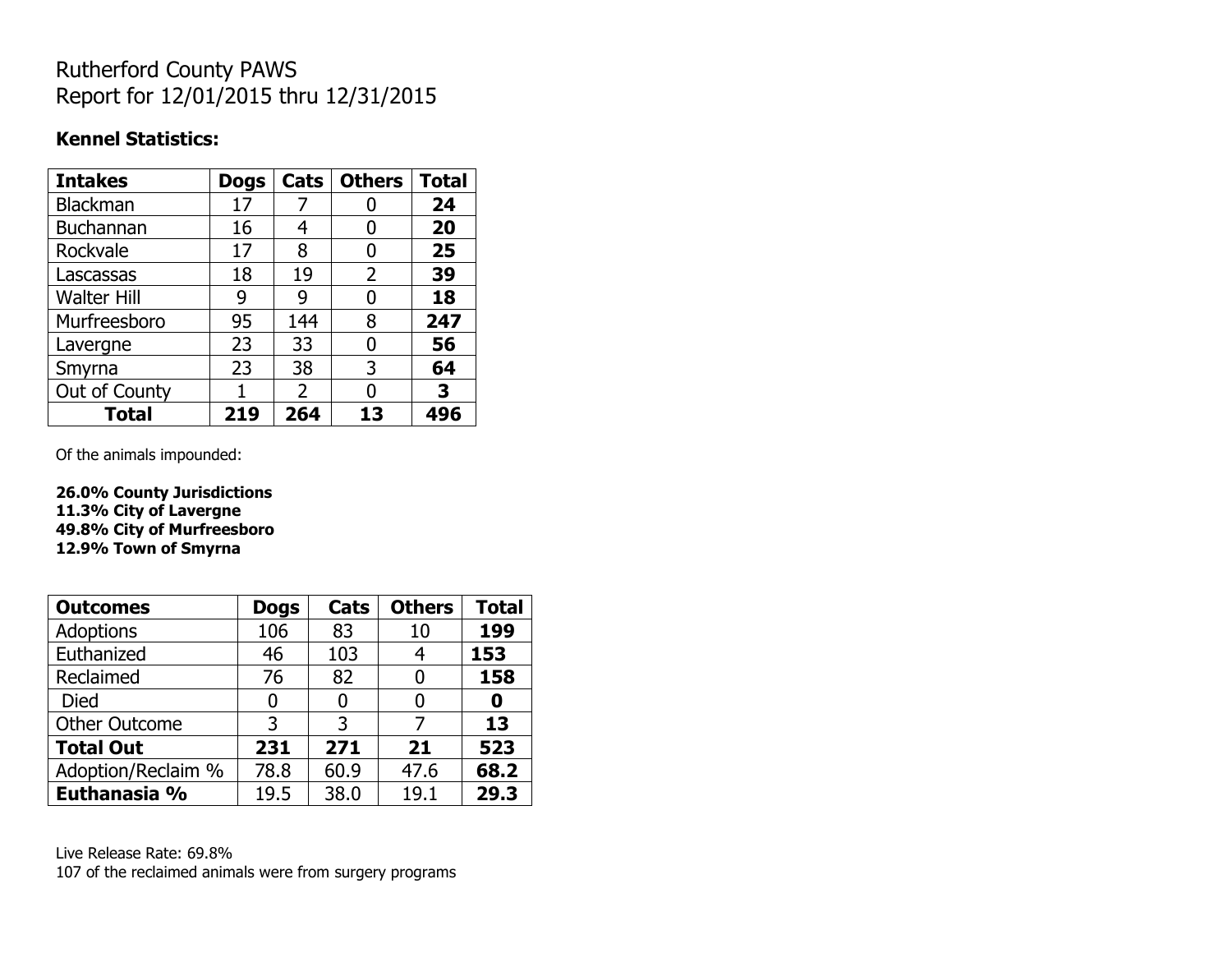# Rutherford County PAWS
Report for 12/01/2015 thru 12/31/2015

**Kennel Statistics:**

| Intakes | Dogs | Cats | Others | Total |
|---|---|---|---|---|
| Blackman | 17 | 7 | 0 | **24** |
| Buchannan | 16 | 4 | 0 | **20** |
| Rockvale | 17 | 8 | 0 | **25** |
| Lascassas | 18 | 19 | 2 | **39** |
| Walter Hill | 9 | 9 | 0 | **18** |
| Murfreesboro | 95 | 144 | 8 | **247** |
| Lavergne | 23 | 33 | 0 | **56** |
| Smyrna | 23 | 38 | 3 | **64** |
| Out of County | 1 | 2 | 0 | **3** |
| **Total** | **219** | **264** | **13** | **496** |

Of the animals impounded:

**26.0% County Jurisdictions**
**11.3% City of Lavergne**
**49.8% City of Murfreesboro**
**12.9% Town of Smyrna**

| Outcomes | Dogs | Cats | Others | Total |
|---|---|---|---|---|
| Adoptions | 106 | 83 | 10 | **199** |
| Euthanized | 46 | 103 | 4 | **153** |
| Reclaimed | 76 | 82 | 0 | **158** |
| Died | 0 | 0 | 0 | **0** |
| Other Outcome | 3 | 3 | 7 | **13** |
| **Total Out** | **231** | **271** | **21** | **523** |
| Adoption/Reclaim % | 78.8 | 60.9 | 47.6 | **68.2** |
| **Euthanasia %** | 19.5 | 38.0 | 19.1 | **29.3** |

Live Release Rate: 69.8%
107 of the reclaimed animals were from surgery programs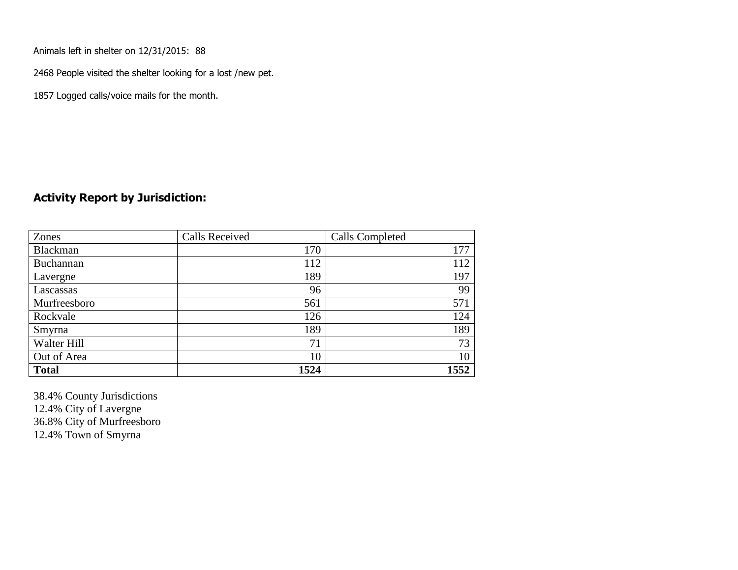Animals left in shelter on 12/31/2015: 88

2468 People visited the shelter looking for a lost /new pet.

1857 Logged calls/voice mails for the month.

## Activity Report by Jurisdiction:

| Zones | Calls Received | Calls Completed |
|---|---|---|
| Blackman | 170 | 177 |
| Buchannan | 112 | 112 |
| Lavergne | 189 | 197 |
| Lascassas | 96 | 99 |
| Murfreesboro | 561 | 571 |
| Rockvale | 126 | 124 |
| Smyrna | 189 | 189 |
| Walter Hill | 71 | 73 |
| Out of Area | 10 | 10 |
| **Total** | **1524** | **1552** |

38.4% County Jurisdictions
12.4% City of Lavergne
36.8% City of Murfreesboro
12.4% Town of Smyrna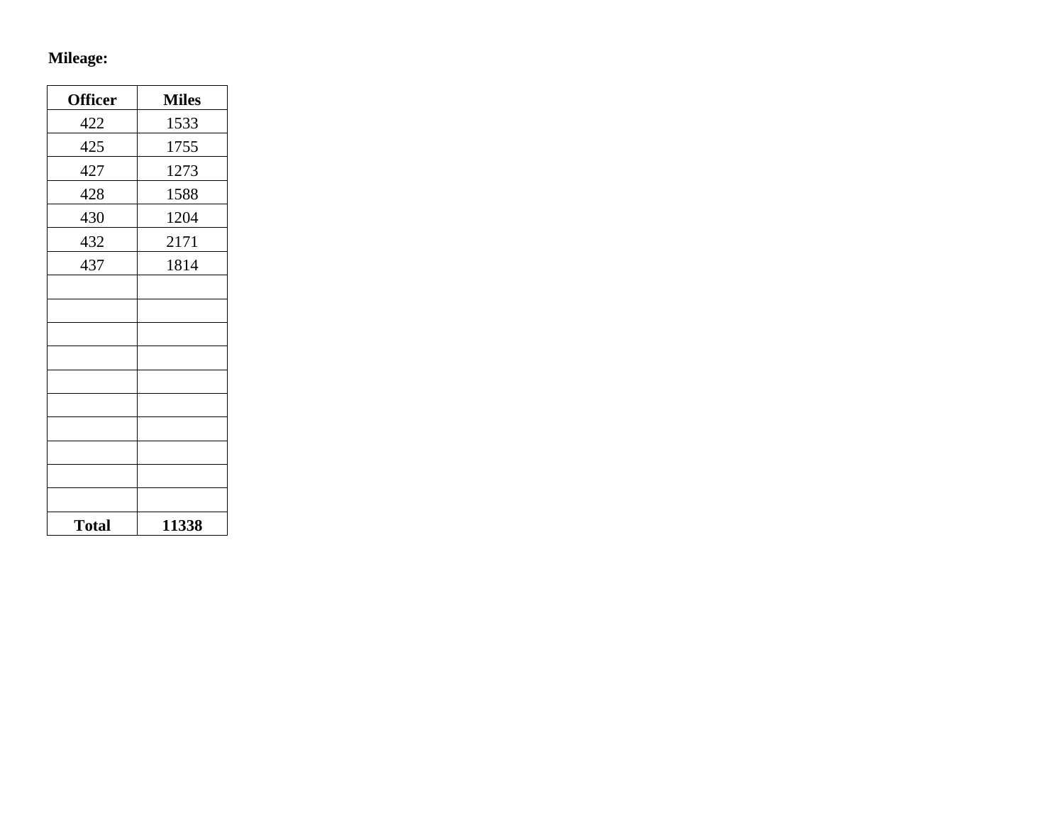**Mileage:**

| **Officer** | **Miles** |
|---|---|
| 422 | 1533 |
| 425 | 1755 |
| 427 | 1273 |
| 428 | 1588 |
| 430 | 1204 |
| 432 | 2171 |
| 437 | 1814 |
| | |
| | |
| | |
| | |
| | |
| | |
| | |
| | |
| | |
| | |
| **Total** | **11338** |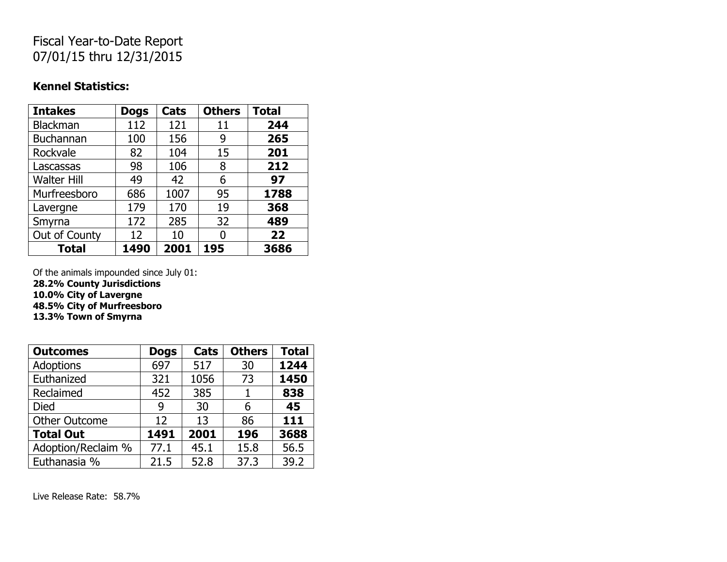# Fiscal Year-to-Date Report
# 07/01/15 thru 12/31/2015

**Kennel Statistics:**

| Intakes | Dogs | Cats | Others | Total |
|---|---|---|---|---|
| Blackman | 112 | 121 | 11 | **244** |
| Buchannan | 100 | 156 | 9 | **265** |
| Rockvale | 82 | 104 | 15 | **201** |
| Lascassas | 98 | 106 | 8 | **212** |
| Walter Hill | 49 | 42 | 6 | **97** |
| Murfreesboro | 686 | 1007 | 95 | **1788** |
| Lavergne | 179 | 170 | 19 | **368** |
| Smyrna | 172 | 285 | 32 | **489** |
| Out of County | 12 | 10 | 0 | **22** |
| **Total** | **1490** | **2001** | **195** | **3686** |

Of the animals impounded since July 01:
**28.2% County Jurisdictions**
**10.0% City of Lavergne**
**48.5% City of Murfreesboro**
**13.3% Town of Smyrna**

| Outcomes | Dogs | Cats | Others | Total |
|---|---|---|---|---|
| Adoptions | 697 | 517 | 30 | **1244** |
| Euthanized | 321 | 1056 | 73 | **1450** |
| Reclaimed | 452 | 385 | 1 | **838** |
| Died | 9 | 30 | 6 | **45** |
| Other Outcome | 12 | 13 | 86 | **111** |
| **Total Out** | **1491** | **2001** | **196** | **3688** |
| Adoption/Reclaim % | 77.1 | 45.1 | 15.8 | 56.5 |
| Euthanasia % | 21.5 | 52.8 | 37.3 | 39.2 |

Live Release Rate: 58.7%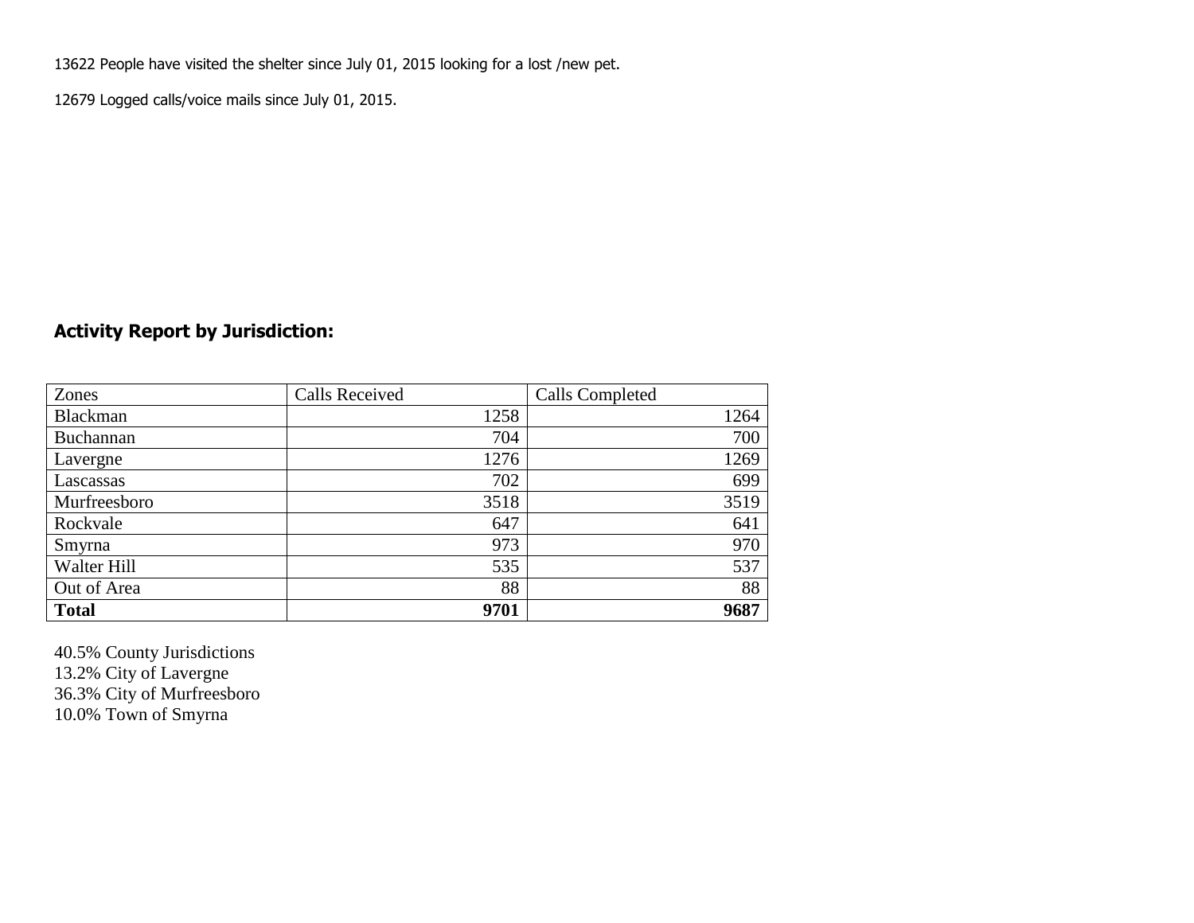13622 People have visited the shelter since July 01, 2015 looking for a lost /new pet.

12679 Logged calls/voice mails since July 01, 2015.

## Activity Report by Jurisdiction:

| Zones | Calls Received | Calls Completed |
|---|---|---|
| Blackman | 1258 | 1264 |
| Buchannan | 704 | 700 |
| Lavergne | 1276 | 1269 |
| Lascassas | 702 | 699 |
| Murfreesboro | 3518 | 3519 |
| Rockvale | 647 | 641 |
| Smyrna | 973 | 970 |
| Walter Hill | 535 | 537 |
| Out of Area | 88 | 88 |
| **Total** | **9701** | **9687** |

40.5% County Jurisdictions
13.2% City of Lavergne
36.3% City of Murfreesboro
10.0% Town of Smyrna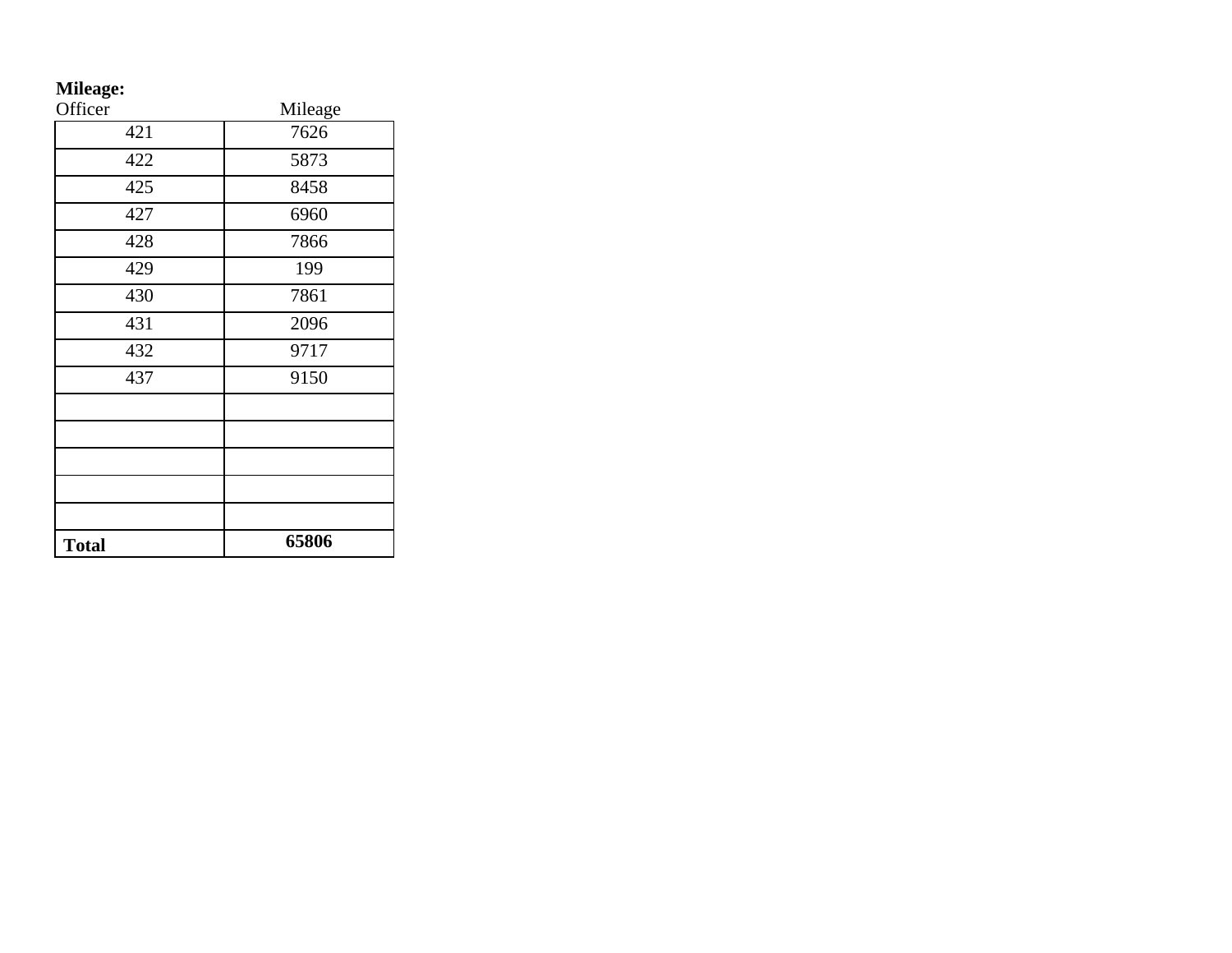**Mileage:**

| Officer | Mileage |
|---|---|
| 421 | 7626 |
| 422 | 5873 |
| 425 | 8458 |
| 427 | 6960 |
| 428 | 7866 |
| 429 | 199 |
| 430 | 7861 |
| 431 | 2096 |
| 432 | 9717 |
| 437 | 9150 |
| | |
| | |
| | |
| | |
| | |
| **Total** | **65806** |